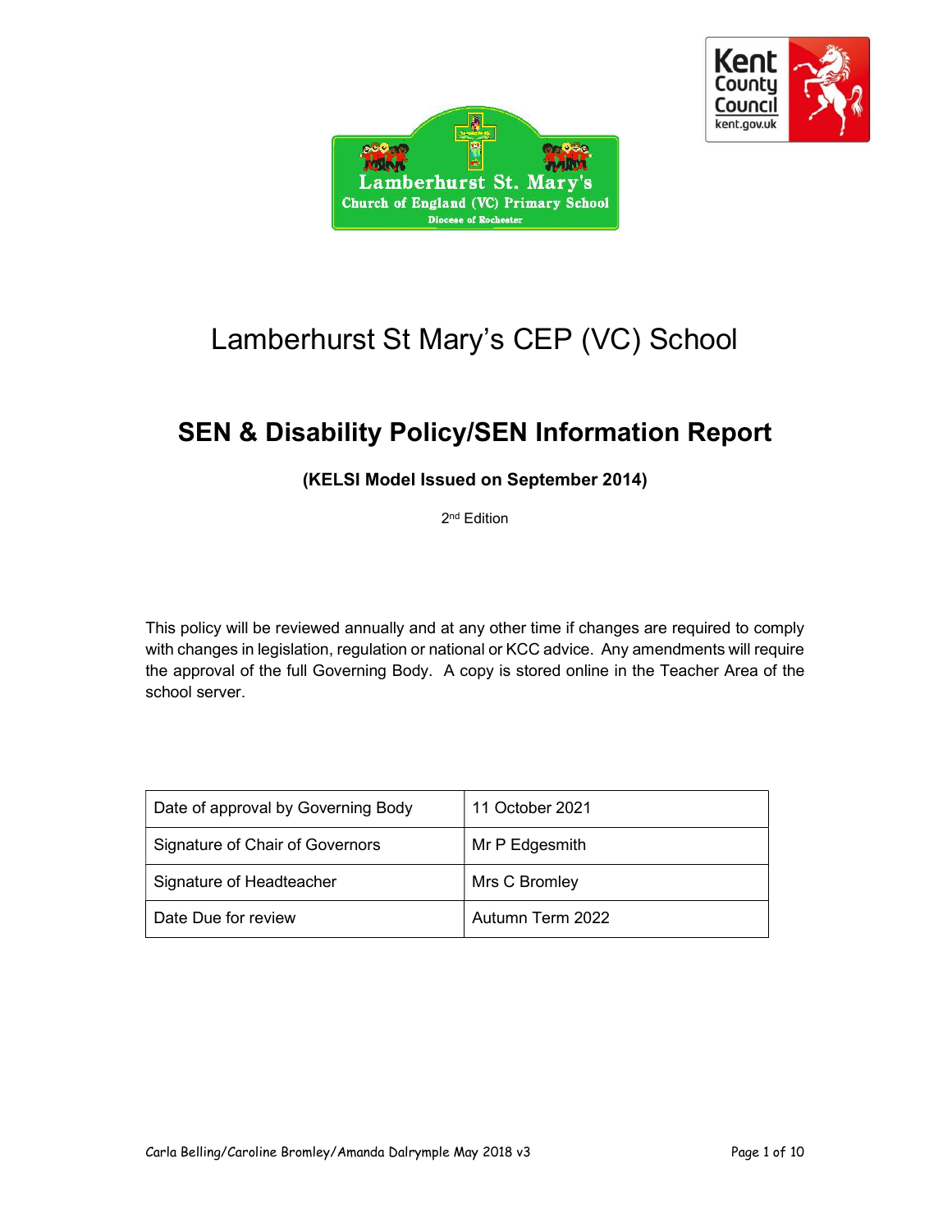Lamberhurst St. Mary's Church of England (VC) Primary School

Diocese of Rochester

# Lamberhurst St Mary's CEP (VC) School

## SEN & Disability Policy/SEN Information Report

**(KELSI Model Issued on September 2014)**

2nd Edition

This policy will be reviewed annually and at any other time if changes are required to comply with changes in legislation, regulation or national or KCC advice. Any amendments will require the approval of the full Governing Body. A copy is stored online in the Teacher Area of the school server.

| Date of approval by Governing Body | 11 October 2021 |
|---|---|
| Signature of Chair of Governors | Mr P Edgesmith |
| Signature of Headteacher | Mrs C Bromley |
| Date Due for review | Autumn Term 2022 |

Carla Belling/Caroline Bromley/Amanda Dalrymple May 2018 v3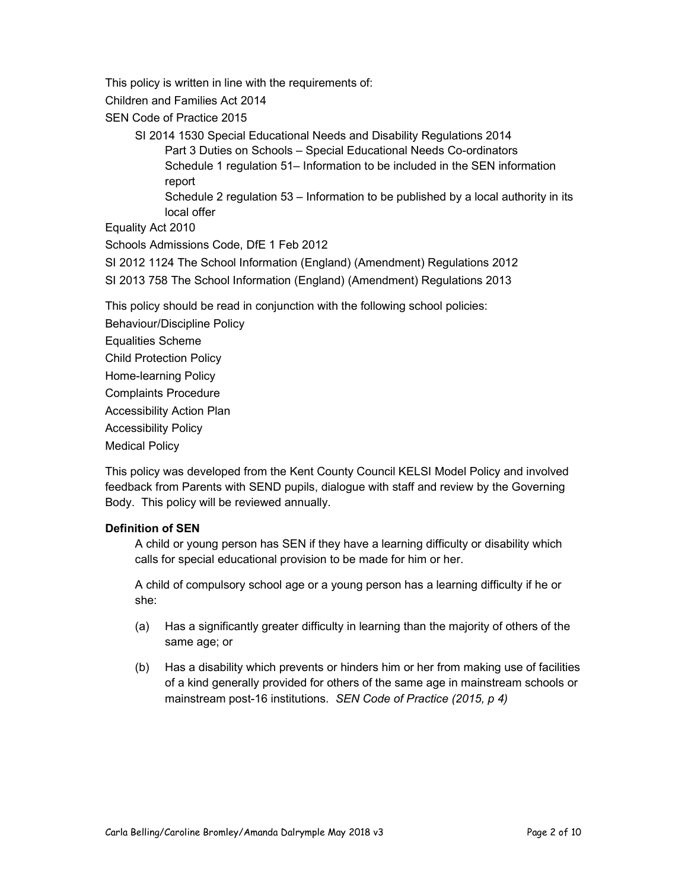This policy is written in line with the requirements of:

Children and Families Act 2014

SEN Code of Practice 2015

- SI 2014 1530 Special Educational Needs and Disability Regulations 2014
  - Part 3 Duties on Schools – Special Educational Needs Co-ordinators
  - Schedule 1 regulation 51– Information to be included in the SEN information report
  - Schedule 2 regulation 53 – Information to be published by a local authority in its local offer

Equality Act 2010

Schools Admissions Code, DfE 1 Feb 2012

SI 2012 1124 The School Information (England) (Amendment) Regulations 2012

SI 2013 758 The School Information (England) (Amendment) Regulations 2013

This policy should be read in conjunction with the following school policies:

Behaviour/Discipline Policy

Equalities Scheme

Child Protection Policy

Home-learning Policy

Complaints Procedure

Accessibility Action Plan

Accessibility Policy

Medical Policy

This policy was developed from the Kent County Council KELSI Model Policy and involved feedback from Parents with SEND pupils, dialogue with staff and review by the Governing Body. This policy will be reviewed annually.

**Definition of SEN**

A child or young person has SEN if they have a learning difficulty or disability which calls for special educational provision to be made for him or her.

A child of compulsory school age or a young person has a learning difficulty if he or she:

(a) Has a significantly greater difficulty in learning than the majority of others of the same age; or

(b) Has a disability which prevents or hinders him or her from making use of facilities of a kind generally provided for others of the same age in mainstream schools or mainstream post-16 institutions. *SEN Code of Practice (2015, p 4)*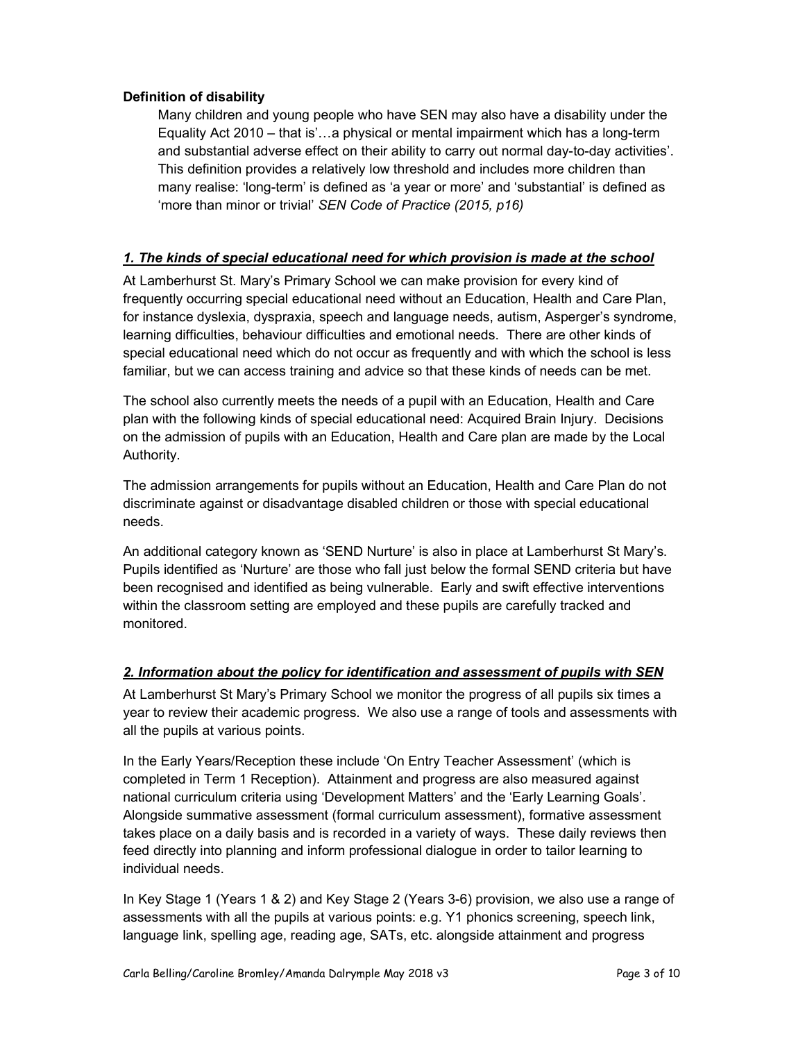**Definition of disability**

> Many children and young people who have SEN may also have a disability under the Equality Act 2010 – that is'…a physical or mental impairment which has a long-term and substantial adverse effect on their ability to carry out normal day-to-day activities'. This definition provides a relatively low threshold and includes more children than many realise: 'long-term' is defined as 'a year or more' and 'substantial' is defined as 'more than minor or trivial' *SEN Code of Practice (2015, p16)*

## ***1. The kinds of special educational need for which provision is made at the school***

At Lamberhurst St. Mary's Primary School we can make provision for every kind of frequently occurring special educational need without an Education, Health and Care Plan, for instance dyslexia, dyspraxia, speech and language needs, autism, Asperger's syndrome, learning difficulties, behaviour difficulties and emotional needs. There are other kinds of special educational need which do not occur as frequently and with which the school is less familiar, but we can access training and advice so that these kinds of needs can be met.

The school also currently meets the needs of a pupil with an Education, Health and Care plan with the following kinds of special educational need: Acquired Brain Injury. Decisions on the admission of pupils with an Education, Health and Care plan are made by the Local Authority.

The admission arrangements for pupils without an Education, Health and Care Plan do not discriminate against or disadvantage disabled children or those with special educational needs.

An additional category known as 'SEND Nurture' is also in place at Lamberhurst St Mary's. Pupils identified as 'Nurture' are those who fall just below the formal SEND criteria but have been recognised and identified as being vulnerable. Early and swift effective interventions within the classroom setting are employed and these pupils are carefully tracked and monitored.

## ***2. Information about the policy for identification and assessment of pupils with SEN***

At Lamberhurst St Mary's Primary School we monitor the progress of all pupils six times a year to review their academic progress. We also use a range of tools and assessments with all the pupils at various points.

In the Early Years/Reception these include 'On Entry Teacher Assessment' (which is completed in Term 1 Reception). Attainment and progress are also measured against national curriculum criteria using 'Development Matters' and the 'Early Learning Goals'. Alongside summative assessment (formal curriculum assessment), formative assessment takes place on a daily basis and is recorded in a variety of ways. These daily reviews then feed directly into planning and inform professional dialogue in order to tailor learning to individual needs.

In Key Stage 1 (Years 1 & 2) and Key Stage 2 (Years 3-6) provision, we also use a range of assessments with all the pupils at various points: e.g. Y1 phonics screening, speech link, language link, spelling age, reading age, SATs, etc. alongside attainment and progress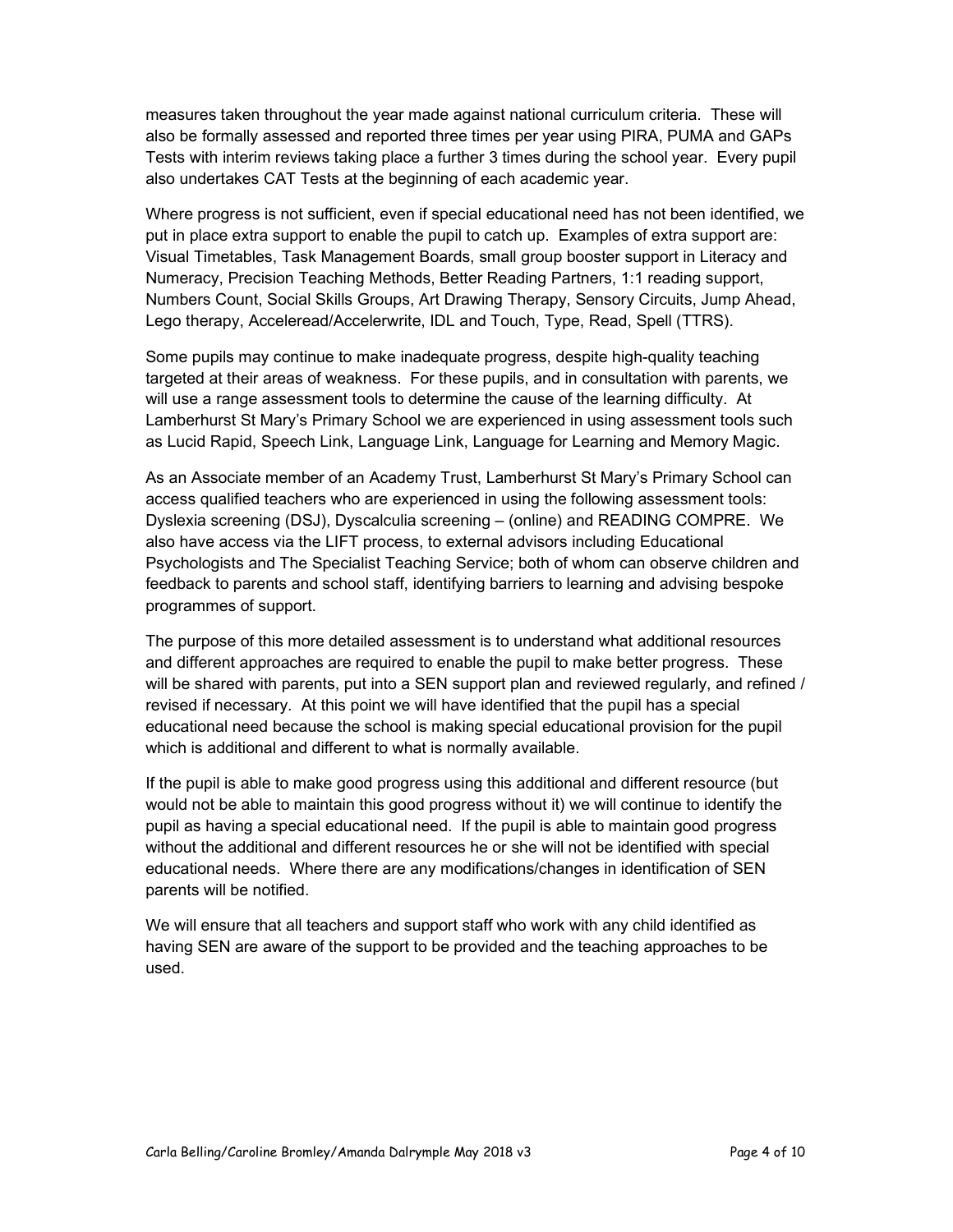measures taken throughout the year made against national curriculum criteria. These will also be formally assessed and reported three times per year using PIRA, PUMA and GAPs Tests with interim reviews taking place a further 3 times during the school year. Every pupil also undertakes CAT Tests at the beginning of each academic year.

Where progress is not sufficient, even if special educational need has not been identified, we put in place extra support to enable the pupil to catch up. Examples of extra support are: Visual Timetables, Task Management Boards, small group booster support in Literacy and Numeracy, Precision Teaching Methods, Better Reading Partners, 1:1 reading support, Numbers Count, Social Skills Groups, Art Drawing Therapy, Sensory Circuits, Jump Ahead, Lego therapy, Acceleread/Accelerwrite, IDL and Touch, Type, Read, Spell (TTRS).

Some pupils may continue to make inadequate progress, despite high-quality teaching targeted at their areas of weakness. For these pupils, and in consultation with parents, we will use a range assessment tools to determine the cause of the learning difficulty. At Lamberhurst St Mary's Primary School we are experienced in using assessment tools such as Lucid Rapid, Speech Link, Language Link, Language for Learning and Memory Magic.

As an Associate member of an Academy Trust, Lamberhurst St Mary's Primary School can access qualified teachers who are experienced in using the following assessment tools: Dyslexia screening (DSJ), Dyscalculia screening – (online) and READING COMPRE. We also have access via the LIFT process, to external advisors including Educational Psychologists and The Specialist Teaching Service; both of whom can observe children and feedback to parents and school staff, identifying barriers to learning and advising bespoke programmes of support.

The purpose of this more detailed assessment is to understand what additional resources and different approaches are required to enable the pupil to make better progress. These will be shared with parents, put into a SEN support plan and reviewed regularly, and refined / revised if necessary. At this point we will have identified that the pupil has a special educational need because the school is making special educational provision for the pupil which is additional and different to what is normally available.

If the pupil is able to make good progress using this additional and different resource (but would not be able to maintain this good progress without it) we will continue to identify the pupil as having a special educational need. If the pupil is able to maintain good progress without the additional and different resources he or she will not be identified with special educational needs. Where there are any modifications/changes in identification of SEN parents will be notified.

We will ensure that all teachers and support staff who work with any child identified as having SEN are aware of the support to be provided and the teaching approaches to be used.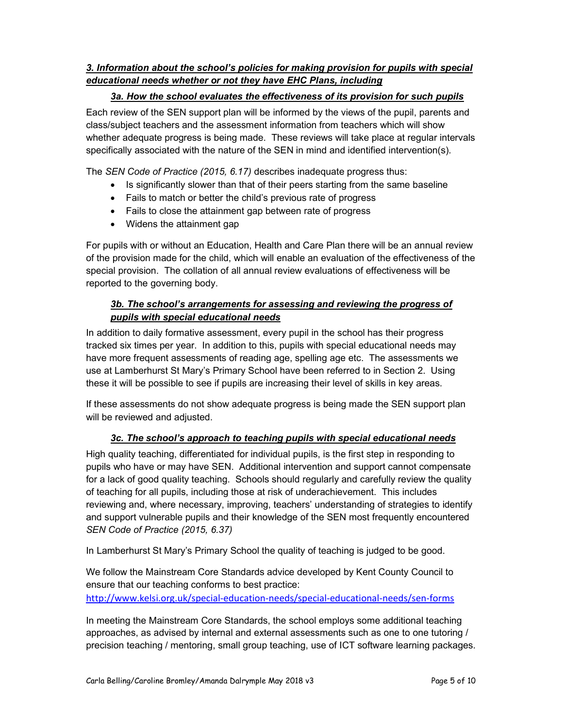### *3. Information about the school's policies for making provision for pupils with special educational needs whether or not they have EHC Plans, including*

#### *3a. How the school evaluates the effectiveness of its provision for such pupils*

Each review of the SEN support plan will be informed by the views of the pupil, parents and class/subject teachers and the assessment information from teachers which will show whether adequate progress is being made. These reviews will take place at regular intervals specifically associated with the nature of the SEN in mind and identified intervention(s).

The *SEN Code of Practice (2015, 6.17)* describes inadequate progress thus:

- Is significantly slower than that of their peers starting from the same baseline
- Fails to match or better the child's previous rate of progress
- Fails to close the attainment gap between rate of progress
- Widens the attainment gap

For pupils with or without an Education, Health and Care Plan there will be an annual review of the provision made for the child, which will enable an evaluation of the effectiveness of the special provision. The collation of all annual review evaluations of effectiveness will be reported to the governing body.

#### *3b. The school's arrangements for assessing and reviewing the progress of pupils with special educational needs*

In addition to daily formative assessment, every pupil in the school has their progress tracked six times per year. In addition to this, pupils with special educational needs may have more frequent assessments of reading age, spelling age etc. The assessments we use at Lamberhurst St Mary's Primary School have been referred to in Section 2. Using these it will be possible to see if pupils are increasing their level of skills in key areas.

If these assessments do not show adequate progress is being made the SEN support plan will be reviewed and adjusted.

#### *3c. The school's approach to teaching pupils with special educational needs*

High quality teaching, differentiated for individual pupils, is the first step in responding to pupils who have or may have SEN. Additional intervention and support cannot compensate for a lack of good quality teaching. Schools should regularly and carefully review the quality of teaching for all pupils, including those at risk of underachievement. This includes reviewing and, where necessary, improving, teachers' understanding of strategies to identify and support vulnerable pupils and their knowledge of the SEN most frequently encountered *SEN Code of Practice (2015, 6.37)*

In Lamberhurst St Mary's Primary School the quality of teaching is judged to be good.

We follow the Mainstream Core Standards advice developed by Kent County Council to ensure that our teaching conforms to best practice:
http://www.kelsi.org.uk/special-education-needs/special-educational-needs/sen-forms

In meeting the Mainstream Core Standards, the school employs some additional teaching approaches, as advised by internal and external assessments such as one to one tutoring / precision teaching / mentoring, small group teaching, use of ICT software learning packages.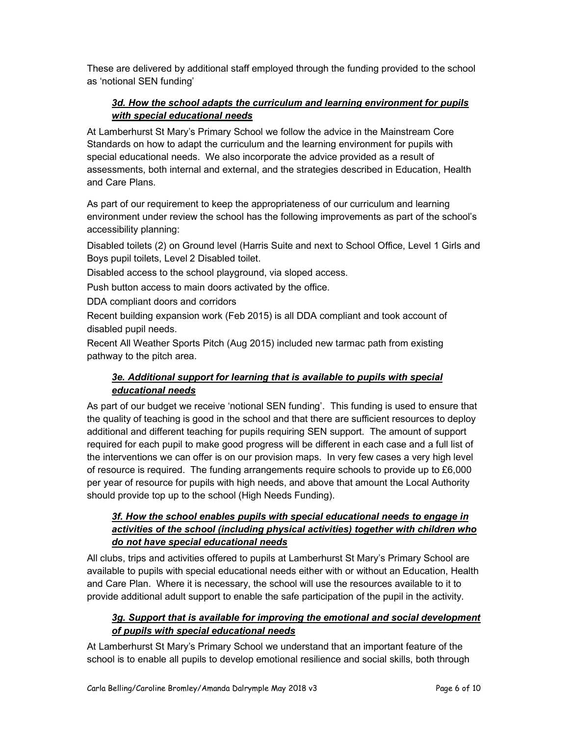These are delivered by additional staff employed through the funding provided to the school as 'notional SEN funding'

### ***3d. How the school adapts the curriculum and learning environment for pupils with special educational needs***

At Lamberhurst St Mary's Primary School we follow the advice in the Mainstream Core Standards on how to adapt the curriculum and the learning environment for pupils with special educational needs. We also incorporate the advice provided as a result of assessments, both internal and external, and the strategies described in Education, Health and Care Plans.

As part of our requirement to keep the appropriateness of our curriculum and learning environment under review the school has the following improvements as part of the school's accessibility planning:

Disabled toilets (2) on Ground level (Harris Suite and next to School Office, Level 1 Girls and Boys pupil toilets, Level 2 Disabled toilet.

Disabled access to the school playground, via sloped access.

Push button access to main doors activated by the office.

DDA compliant doors and corridors

Recent building expansion work (Feb 2015) is all DDA compliant and took account of disabled pupil needs.

Recent All Weather Sports Pitch (Aug 2015) included new tarmac path from existing pathway to the pitch area.

### ***3e. Additional support for learning that is available to pupils with special educational needs***

As part of our budget we receive 'notional SEN funding'. This funding is used to ensure that the quality of teaching is good in the school and that there are sufficient resources to deploy additional and different teaching for pupils requiring SEN support. The amount of support required for each pupil to make good progress will be different in each case and a full list of the interventions we can offer is on our provision maps. In very few cases a very high level of resource is required. The funding arrangements require schools to provide up to £6,000 per year of resource for pupils with high needs, and above that amount the Local Authority should provide top up to the school (High Needs Funding).

### ***3f. How the school enables pupils with special educational needs to engage in activities of the school (including physical activities) together with children who do not have special educational needs***

All clubs, trips and activities offered to pupils at Lamberhurst St Mary's Primary School are available to pupils with special educational needs either with or without an Education, Health and Care Plan. Where it is necessary, the school will use the resources available to it to provide additional adult support to enable the safe participation of the pupil in the activity.

### ***3g. Support that is available for improving the emotional and social development of pupils with special educational needs***

At Lamberhurst St Mary's Primary School we understand that an important feature of the school is to enable all pupils to develop emotional resilience and social skills, both through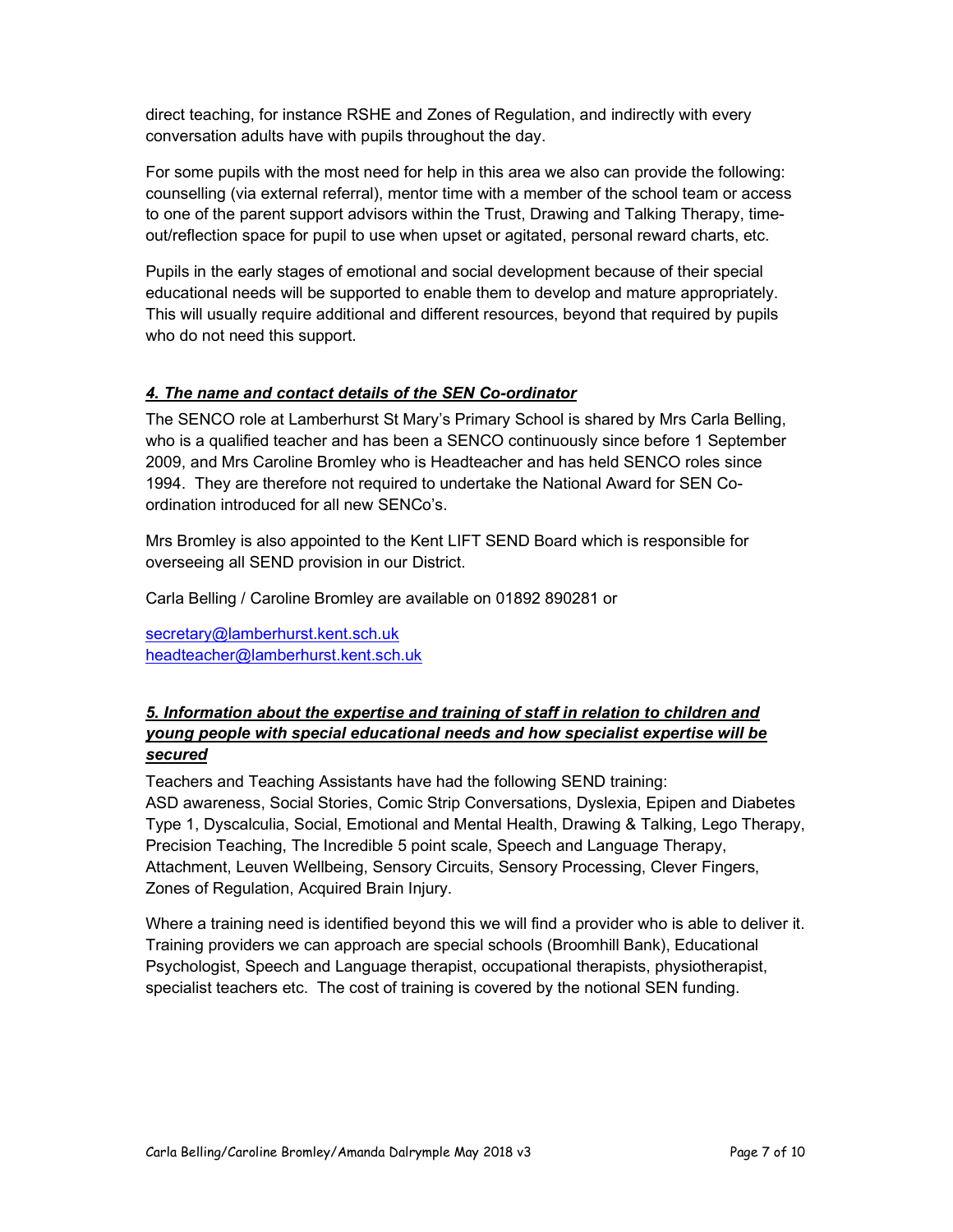direct teaching, for instance RSHE and Zones of Regulation, and indirectly with every conversation adults have with pupils throughout the day.

For some pupils with the most need for help in this area we also can provide the following: counselling (via external referral), mentor time with a member of the school team or access to one of the parent support advisors within the Trust, Drawing and Talking Therapy, time-out/reflection space for pupil to use when upset or agitated, personal reward charts, etc.

Pupils in the early stages of emotional and social development because of their special educational needs will be supported to enable them to develop and mature appropriately. This will usually require additional and different resources, beyond that required by pupils who do not need this support.

## ***4. The name and contact details of the SEN Co-ordinator***

The SENCO role at Lamberhurst St Mary's Primary School is shared by Mrs Carla Belling, who is a qualified teacher and has been a SENCO continuously since before 1 September 2009, and Mrs Caroline Bromley who is Headteacher and has held SENCO roles since 1994. They are therefore not required to undertake the National Award for SEN Co-ordination introduced for all new SENCo's.

Mrs Bromley is also appointed to the Kent LIFT SEND Board which is responsible for overseeing all SEND provision in our District.

Carla Belling / Caroline Bromley are available on 01892 890281 or

secretary@lamberhurst.kent.sch.uk
headteacher@lamberhurst.kent.sch.uk

## ***5. Information about the expertise and training of staff in relation to children and young people with special educational needs and how specialist expertise will be secured***

Teachers and Teaching Assistants have had the following SEND training:
ASD awareness, Social Stories, Comic Strip Conversations, Dyslexia, Epipen and Diabetes Type 1, Dyscalculia, Social, Emotional and Mental Health, Drawing & Talking, Lego Therapy, Precision Teaching, The Incredible 5 point scale, Speech and Language Therapy, Attachment, Leuven Wellbeing, Sensory Circuits, Sensory Processing, Clever Fingers, Zones of Regulation, Acquired Brain Injury.

Where a training need is identified beyond this we will find a provider who is able to deliver it. Training providers we can approach are special schools (Broomhill Bank), Educational Psychologist, Speech and Language therapist, occupational therapists, physiotherapist, specialist teachers etc. The cost of training is covered by the notional SEN funding.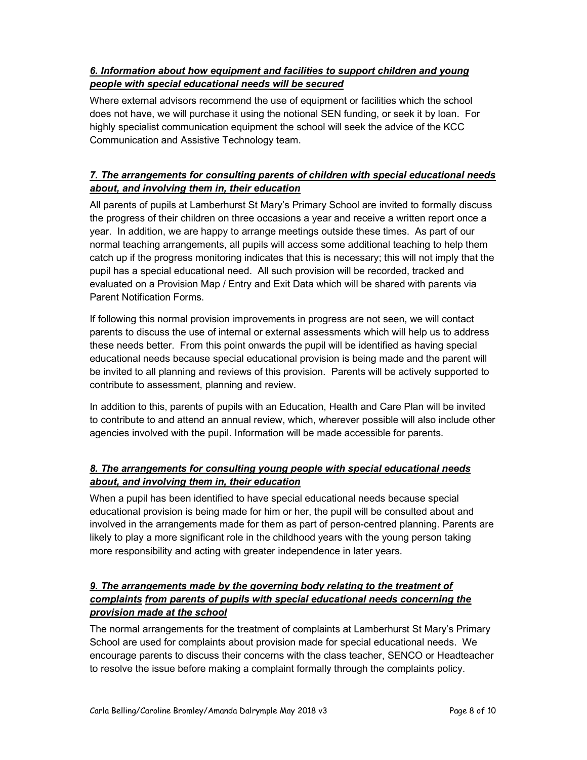### *6. Information about how equipment and facilities to support children and young people with special educational needs will be secured*

Where external advisors recommend the use of equipment or facilities which the school does not have, we will purchase it using the notional SEN funding, or seek it by loan. For highly specialist communication equipment the school will seek the advice of the KCC Communication and Assistive Technology team.

### *7. The arrangements for consulting parents of children with special educational needs about, and involving them in, their education*

All parents of pupils at Lamberhurst St Mary's Primary School are invited to formally discuss the progress of their children on three occasions a year and receive a written report once a year. In addition, we are happy to arrange meetings outside these times. As part of our normal teaching arrangements, all pupils will access some additional teaching to help them catch up if the progress monitoring indicates that this is necessary; this will not imply that the pupil has a special educational need. All such provision will be recorded, tracked and evaluated on a Provision Map / Entry and Exit Data which will be shared with parents via Parent Notification Forms.

If following this normal provision improvements in progress are not seen, we will contact parents to discuss the use of internal or external assessments which will help us to address these needs better. From this point onwards the pupil will be identified as having special educational needs because special educational provision is being made and the parent will be invited to all planning and reviews of this provision. Parents will be actively supported to contribute to assessment, planning and review.

In addition to this, parents of pupils with an Education, Health and Care Plan will be invited to contribute to and attend an annual review, which, wherever possible will also include other agencies involved with the pupil. Information will be made accessible for parents.

### *8. The arrangements for consulting young people with special educational needs about, and involving them in, their education*

When a pupil has been identified to have special educational needs because special educational provision is being made for him or her, the pupil will be consulted about and involved in the arrangements made for them as part of person-centred planning. Parents are likely to play a more significant role in the childhood years with the young person taking more responsibility and acting with greater independence in later years.

### *9. The arrangements made by the governing body relating to the treatment of complaints from parents of pupils with special educational needs concerning the provision made at the school*

The normal arrangements for the treatment of complaints at Lamberhurst St Mary's Primary School are used for complaints about provision made for special educational needs. We encourage parents to discuss their concerns with the class teacher, SENCO or Headteacher to resolve the issue before making a complaint formally through the complaints policy.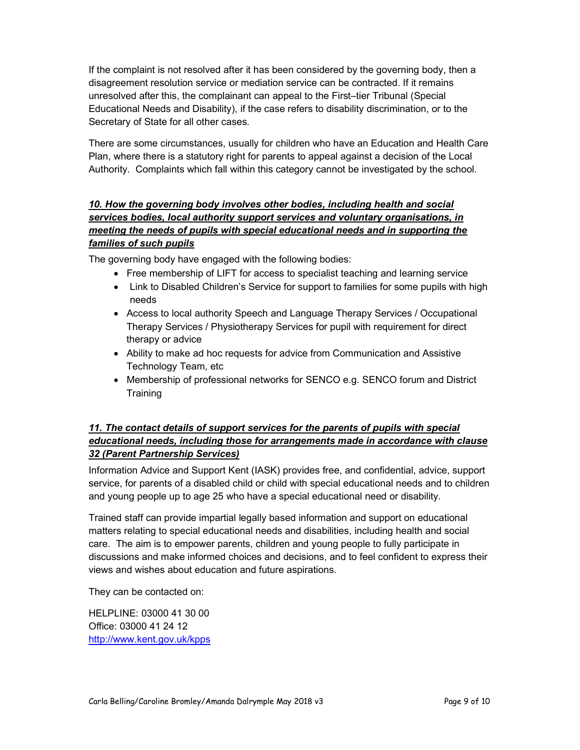If the complaint is not resolved after it has been considered by the governing body, then a disagreement resolution service or mediation service can be contracted. If it remains unresolved after this, the complainant can appeal to the First–tier Tribunal (Special Educational Needs and Disability), if the case refers to disability discrimination, or to the Secretary of State for all other cases.

There are some circumstances, usually for children who have an Education and Health Care Plan, where there is a statutory right for parents to appeal against a decision of the Local Authority. Complaints which fall within this category cannot be investigated by the school.

### *10. How the governing body involves other bodies, including health and social services bodies, local authority support services and voluntary organisations, in meeting the needs of pupils with special educational needs and in supporting the families of such pupils*

The governing body have engaged with the following bodies:

- Free membership of LIFT for access to specialist teaching and learning service
- Link to Disabled Children's Service for support to families for some pupils with high needs
- Access to local authority Speech and Language Therapy Services / Occupational Therapy Services / Physiotherapy Services for pupil with requirement for direct therapy or advice
- Ability to make ad hoc requests for advice from Communication and Assistive Technology Team, etc
- Membership of professional networks for SENCO e.g. SENCO forum and District Training

### *11. The contact details of support services for the parents of pupils with special educational needs, including those for arrangements made in accordance with clause 32 (Parent Partnership Services)*

Information Advice and Support Kent (IASK) provides free, and confidential, advice, support service, for parents of a disabled child or child with special educational needs and to children and young people up to age 25 who have a special educational need or disability.

Trained staff can provide impartial legally based information and support on educational matters relating to special educational needs and disabilities, including health and social care. The aim is to empower parents, children and young people to fully participate in discussions and make informed choices and decisions, and to feel confident to express their views and wishes about education and future aspirations.

They can be contacted on:

HELPLINE: 03000 41 30 00
Office: 03000 41 24 12
[http://www.kent.gov.uk/kpps](http://www.kent.gov.uk/kpps)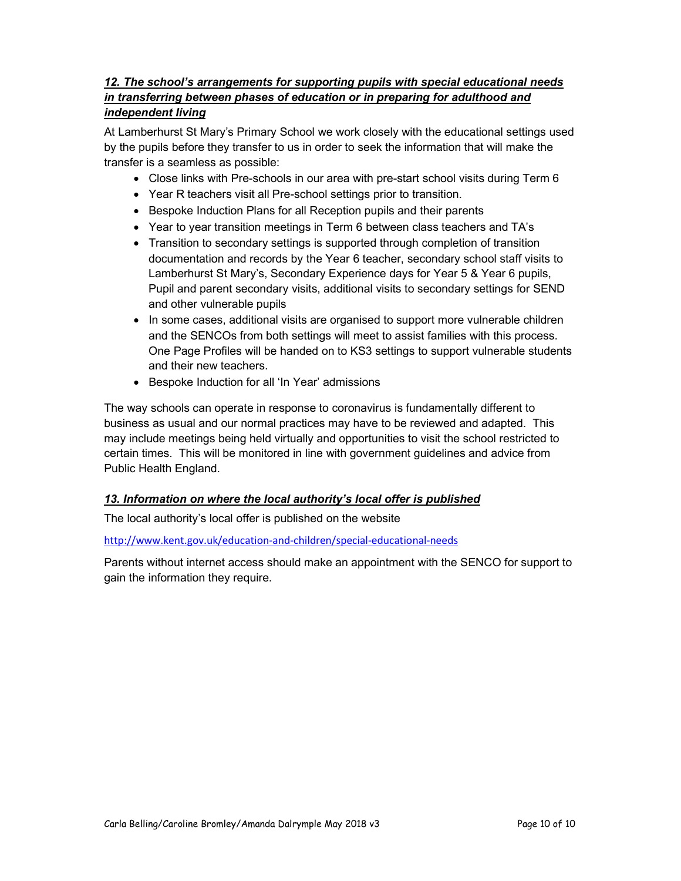***12. The school's arrangements for supporting pupils with special educational needs in transferring between phases of education or in preparing for adulthood and independent living***

At Lamberhurst St Mary's Primary School we work closely with the educational settings used by the pupils before they transfer to us in order to seek the information that will make the transfer is a seamless as possible:

- Close links with Pre-schools in our area with pre-start school visits during Term 6
- Year R teachers visit all Pre-school settings prior to transition.
- Bespoke Induction Plans for all Reception pupils and their parents
- Year to year transition meetings in Term 6 between class teachers and TA's
- Transition to secondary settings is supported through completion of transition documentation and records by the Year 6 teacher, secondary school staff visits to Lamberhurst St Mary's, Secondary Experience days for Year 5 & Year 6 pupils, Pupil and parent secondary visits, additional visits to secondary settings for SEND and other vulnerable pupils
- In some cases, additional visits are organised to support more vulnerable children and the SENCOs from both settings will meet to assist families with this process. One Page Profiles will be handed on to KS3 settings to support vulnerable students and their new teachers.
- Bespoke Induction for all 'In Year' admissions

The way schools can operate in response to coronavirus is fundamentally different to business as usual and our normal practices may have to be reviewed and adapted. This may include meetings being held virtually and opportunities to visit the school restricted to certain times. This will be monitored in line with government guidelines and advice from Public Health England.

***13. Information on where the local authority's local offer is published***

The local authority's local offer is published on the website

http://www.kent.gov.uk/education-and-children/special-educational-needs

Parents without internet access should make an appointment with the SENCO for support to gain the information they require.